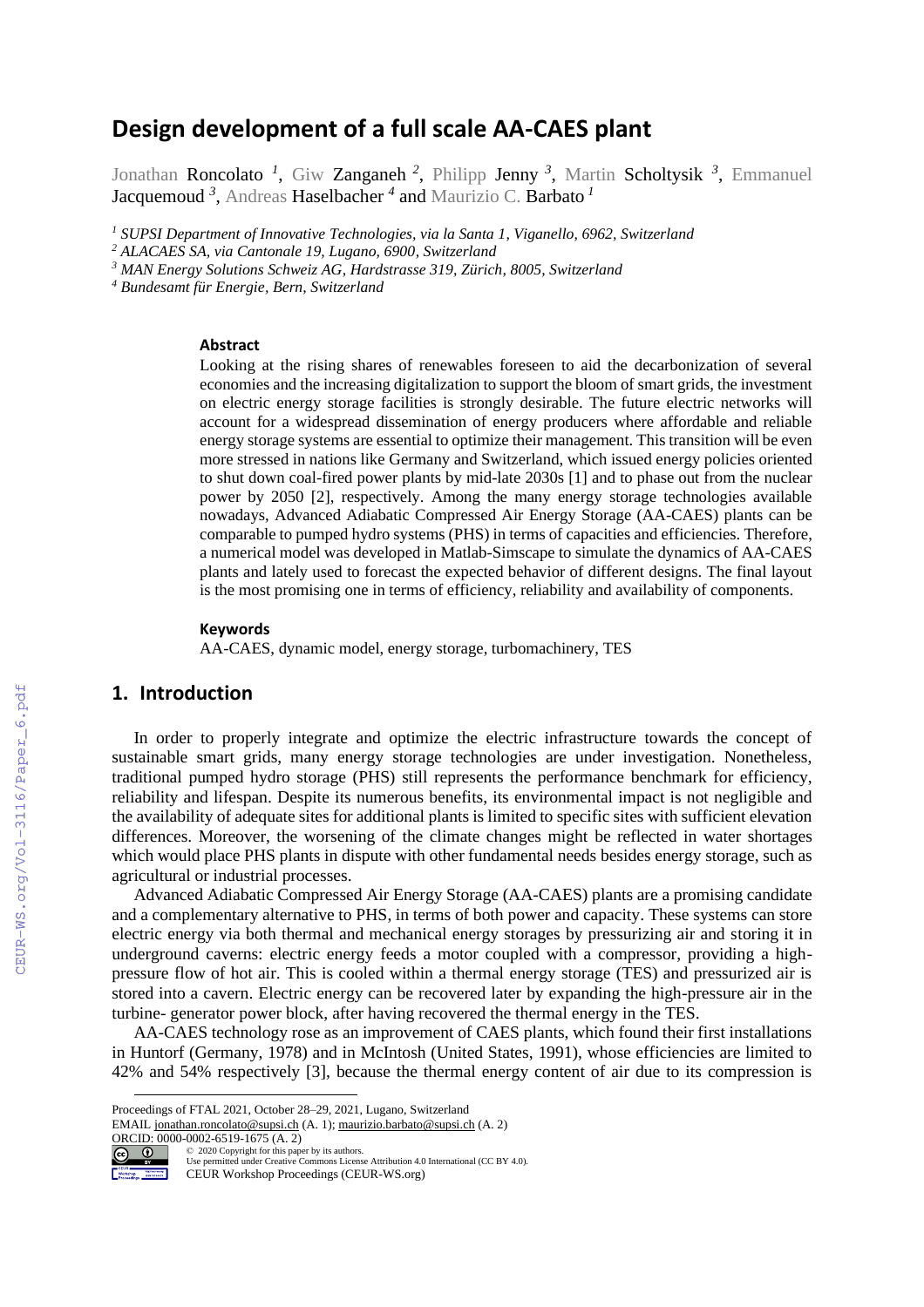# Design development of a full scale AA-CAES plant

Jonathan Roncolato [1], Giw Zanganeh [2], Philipp Jenny [3], Martin Scholtysik [3], Emmanuel Jacquemoud [3], Andreas Haselbacher [4] and Maurizio C. Barbato [1]

[1] *SUPSI Department of Innovative Technologies, via la Santa 1, Viganello, 6962, Switzerland*
[2] *ALACAES SA, via Cantonale 19, Lugano, 6900, Switzerland*
[3] *MAN Energy Solutions Schweiz AG, Hardstrasse 319, Zürich, 8005, Switzerland*
[4] *Bundesamt für Energie, Bern, Switzerland*

### Abstract

Looking at the rising shares of renewables foreseen to aid the decarbonization of several economies and the increasing digitalization to support the bloom of smart grids, the investment on electric energy storage facilities is strongly desirable. The future electric networks will account for a widespread dissemination of energy producers where affordable and reliable energy storage systems are essential to optimize their management. This transition will be even more stressed in nations like Germany and Switzerland, which issued energy policies oriented to shut down coal-fired power plants by mid-late 2030s [1] and to phase out from the nuclear power by 2050 [2], respectively. Among the many energy storage technologies available nowadays, Advanced Adiabatic Compressed Air Energy Storage (AA-CAES) plants can be comparable to pumped hydro systems (PHS) in terms of capacities and efficiencies. Therefore, a numerical model was developed in Matlab-Simscape to simulate the dynamics of AA-CAES plants and lately used to forecast the expected behavior of different designs. The final layout is the most promising one in terms of efficiency, reliability and availability of components.

### Keywords

AA-CAES, dynamic model, energy storage, turbomachinery, TES

## 1. Introduction

In order to properly integrate and optimize the electric infrastructure towards the concept of sustainable smart grids, many energy storage technologies are under investigation. Nonetheless, traditional pumped hydro storage (PHS) still represents the performance benchmark for efficiency, reliability and lifespan. Despite its numerous benefits, its environmental impact is not negligible and the availability of adequate sites for additional plants is limited to specific sites with sufficient elevation differences. Moreover, the worsening of the climate changes might be reflected in water shortages which would place PHS plants in dispute with other fundamental needs besides energy storage, such as agricultural or industrial processes.

Advanced Adiabatic Compressed Air Energy Storage (AA-CAES) plants are a promising candidate and a complementary alternative to PHS, in terms of both power and capacity. These systems can store electric energy via both thermal and mechanical energy storages by pressurizing air and storing it in underground caverns: electric energy feeds a motor coupled with a compressor, providing a high-pressure flow of hot air. This is cooled within a thermal energy storage (TES) and pressurized air is stored into a cavern. Electric energy can be recovered later by expanding the high-pressure air in the turbine- generator power block, after having recovered the thermal energy in the TES.

AA-CAES technology rose as an improvement of CAES plants, which found their first installations in Huntorf (Germany, 1978) and in McIntosh (United States, 1991), whose efficiencies are limited to 42% and 54% respectively [3], because the thermal energy content of air due to its compression is

Proceedings of FTAL 2021, October 28–29, 2021, Lugano, Switzerland
EMAIL jonathan.roncolato@supsi.ch (A. 1); maurizio.barbato@supsi.ch (A. 2)
ORCID: 0000-0002-6519-1675 (A. 2)
© 2020 Copyright for this paper by its authors.
Use permitted under Creative Commons License Attribution 4.0 International (CC BY 4.0).
CEUR Workshop Proceedings (CEUR-WS.org)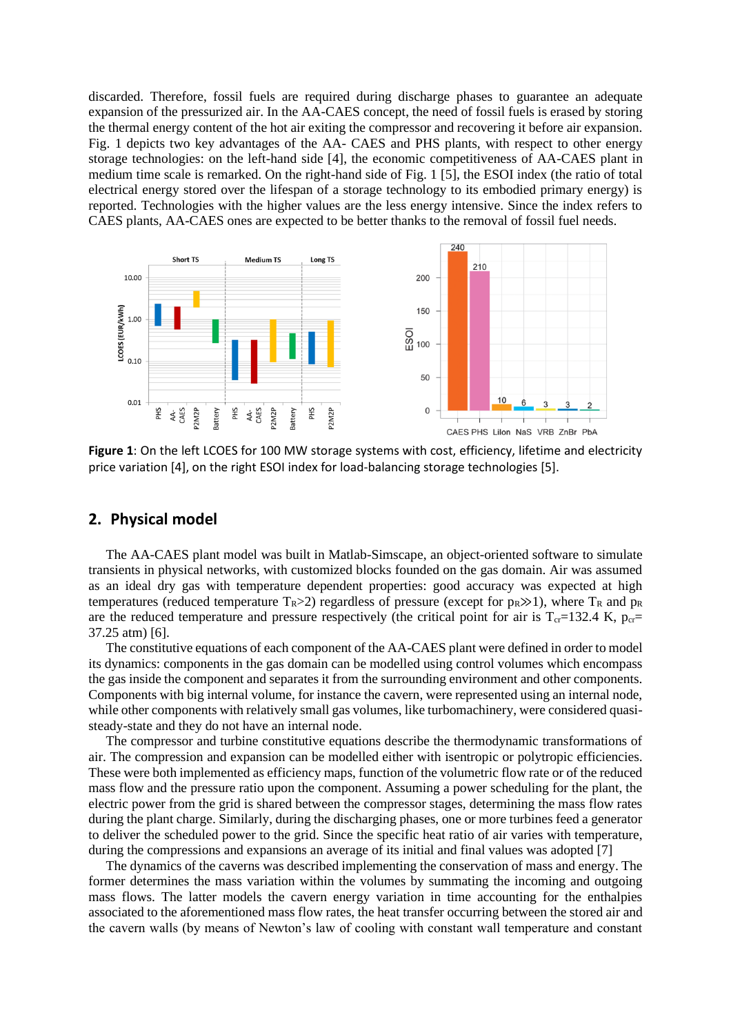discarded. Therefore, fossil fuels are required during discharge phases to guarantee an adequate expansion of the pressurized air. In the AA-CAES concept, the need of fossil fuels is erased by storing the thermal energy content of the hot air exiting the compressor and recovering it before air expansion. Fig. 1 depicts two key advantages of the AA- CAES and PHS plants, with respect to other energy storage technologies: on the left-hand side [4], the economic competitiveness of AA-CAES plant in medium time scale is remarked. On the right-hand side of Fig. 1 [5], the ESOI index (the ratio of total electrical energy stored over the lifespan of a storage technology to its embodied primary energy) is reported. Technologies with the higher values are the less energy intensive. Since the index refers to CAES plants, AA-CAES ones are expected to be better thanks to the removal of fossil fuel needs.

**Figure 1**: On the left LCOES for 100 MW storage systems with cost, efficiency, lifetime and electricity price variation [4], on the right ESOI index for load-balancing storage technologies [5].

## 2. Physical model

The AA-CAES plant model was built in Matlab-Simscape, an object-oriented software to simulate transients in physical networks, with customized blocks founded on the gas domain. Air was assumed as an ideal dry gas with temperature dependent properties: good accuracy was expected at high temperatures (reduced temperature $T_R>2$) regardless of pressure (except for $p_R \gg 1$), where $T_R$ and $p_R$ are the reduced temperature and pressure respectively (the critical point for air is $T_{cr}$=132.4 K, $p_{cr}$= 37.25 atm) [6].

The constitutive equations of each component of the AA-CAES plant were defined in order to model its dynamics: components in the gas domain can be modelled using control volumes which encompass the gas inside the component and separates it from the surrounding environment and other components. Components with big internal volume, for instance the cavern, were represented using an internal node, while other components with relatively small gas volumes, like turbomachinery, were considered quasi-steady-state and they do not have an internal node.

The compressor and turbine constitutive equations describe the thermodynamic transformations of air. The compression and expansion can be modelled either with isentropic or polytropic efficiencies. These were both implemented as efficiency maps, function of the volumetric flow rate or of the reduced mass flow and the pressure ratio upon the component. Assuming a power scheduling for the plant, the electric power from the grid is shared between the compressor stages, determining the mass flow rates during the plant charge. Similarly, during the discharging phases, one or more turbines feed a generator to deliver the scheduled power to the grid. Since the specific heat ratio of air varies with temperature, during the compressions and expansions an average of its initial and final values was adopted [7]

The dynamics of the caverns was described implementing the conservation of mass and energy. The former determines the mass variation within the volumes by summating the incoming and outgoing mass flows. The latter models the cavern energy variation in time accounting for the enthalpies associated to the aforementioned mass flow rates, the heat transfer occurring between the stored air and the cavern walls (by means of Newton's law of cooling with constant wall temperature and constant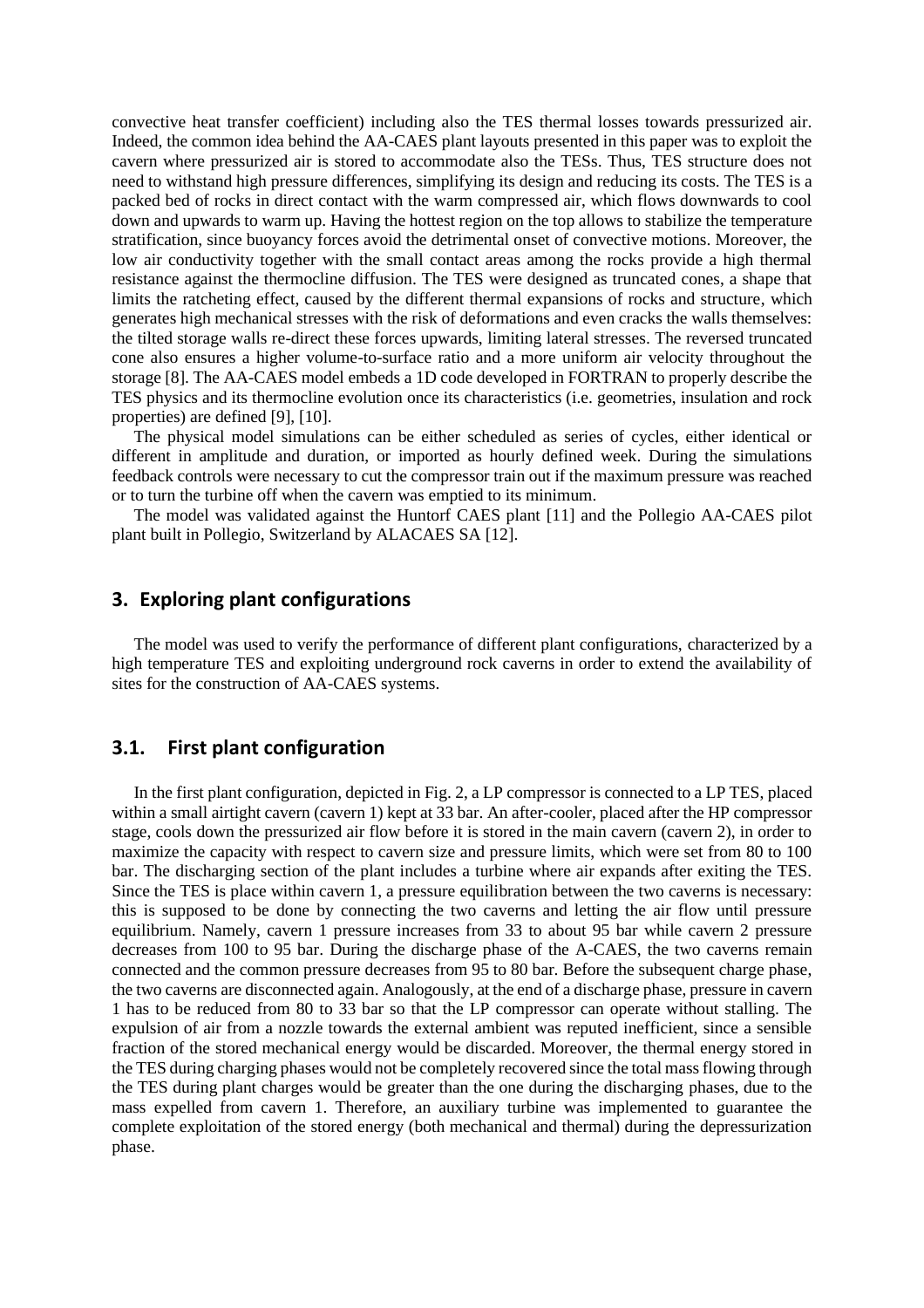convective heat transfer coefficient) including also the TES thermal losses towards pressurized air. Indeed, the common idea behind the AA-CAES plant layouts presented in this paper was to exploit the cavern where pressurized air is stored to accommodate also the TESs. Thus, TES structure does not need to withstand high pressure differences, simplifying its design and reducing its costs. The TES is a packed bed of rocks in direct contact with the warm compressed air, which flows downwards to cool down and upwards to warm up. Having the hottest region on the top allows to stabilize the temperature stratification, since buoyancy forces avoid the detrimental onset of convective motions. Moreover, the low air conductivity together with the small contact areas among the rocks provide a high thermal resistance against the thermocline diffusion. The TES were designed as truncated cones, a shape that limits the ratcheting effect, caused by the different thermal expansions of rocks and structure, which generates high mechanical stresses with the risk of deformations and even cracks the walls themselves: the tilted storage walls re-direct these forces upwards, limiting lateral stresses. The reversed truncated cone also ensures a higher volume-to-surface ratio and a more uniform air velocity throughout the storage [8]. The AA-CAES model embeds a 1D code developed in FORTRAN to properly describe the TES physics and its thermocline evolution once its characteristics (i.e. geometries, insulation and rock properties) are defined [9], [10].

The physical model simulations can be either scheduled as series of cycles, either identical or different in amplitude and duration, or imported as hourly defined week. During the simulations feedback controls were necessary to cut the compressor train out if the maximum pressure was reached or to turn the turbine off when the cavern was emptied to its minimum.

The model was validated against the Huntorf CAES plant [11] and the Pollegio AA-CAES pilot plant built in Pollegio, Switzerland by ALACAES SA [12].

## 3. Exploring plant configurations

The model was used to verify the performance of different plant configurations, characterized by a high temperature TES and exploiting underground rock caverns in order to extend the availability of sites for the construction of AA-CAES systems.

### 3.1. First plant configuration

In the first plant configuration, depicted in Fig. 2, a LP compressor is connected to a LP TES, placed within a small airtight cavern (cavern 1) kept at 33 bar. An after-cooler, placed after the HP compressor stage, cools down the pressurized air flow before it is stored in the main cavern (cavern 2), in order to maximize the capacity with respect to cavern size and pressure limits, which were set from 80 to 100 bar. The discharging section of the plant includes a turbine where air expands after exiting the TES. Since the TES is place within cavern 1, a pressure equilibration between the two caverns is necessary: this is supposed to be done by connecting the two caverns and letting the air flow until pressure equilibrium. Namely, cavern 1 pressure increases from 33 to about 95 bar while cavern 2 pressure decreases from 100 to 95 bar. During the discharge phase of the A-CAES, the two caverns remain connected and the common pressure decreases from 95 to 80 bar. Before the subsequent charge phase, the two caverns are disconnected again. Analogously, at the end of a discharge phase, pressure in cavern 1 has to be reduced from 80 to 33 bar so that the LP compressor can operate without stalling. The expulsion of air from a nozzle towards the external ambient was reputed inefficient, since a sensible fraction of the stored mechanical energy would be discarded. Moreover, the thermal energy stored in the TES during charging phases would not be completely recovered since the total mass flowing through the TES during plant charges would be greater than the one during the discharging phases, due to the mass expelled from cavern 1. Therefore, an auxiliary turbine was implemented to guarantee the complete exploitation of the stored energy (both mechanical and thermal) during the depressurization phase.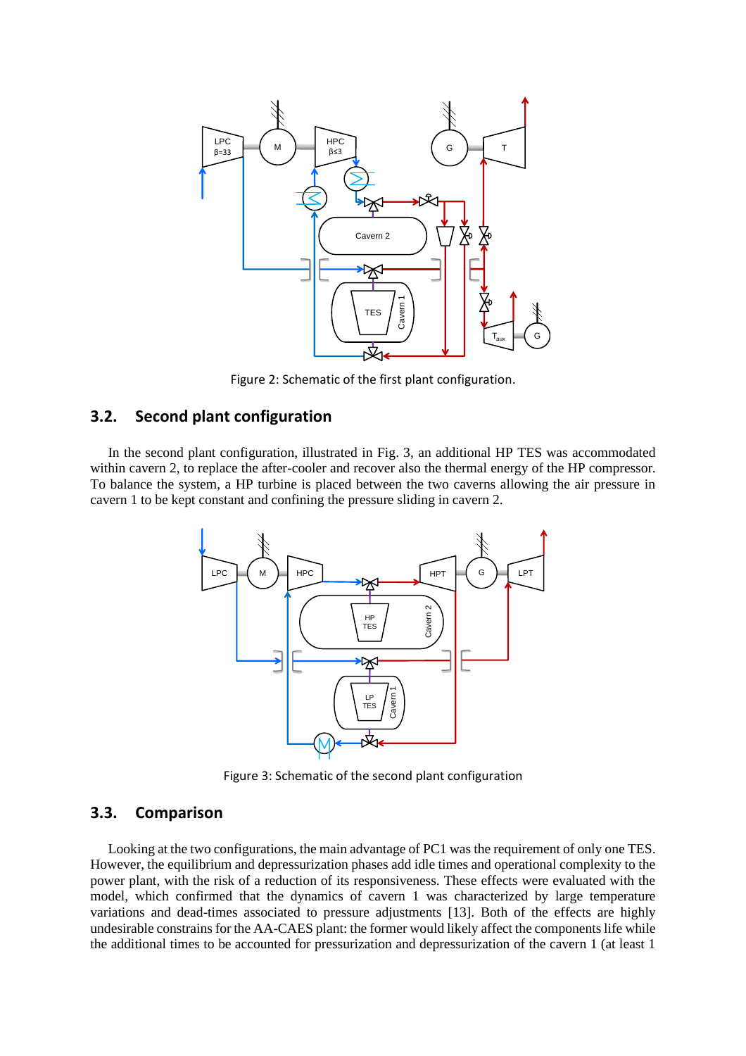Figure 2: Schematic of the first plant configuration.

## 3.2. Second plant configuration

In the second plant configuration, illustrated in Fig. 3, an additional HP TES was accommodated within cavern 2, to replace the after-cooler and recover also the thermal energy of the HP compressor. To balance the system, a HP turbine is placed between the two caverns allowing the air pressure in cavern 1 to be kept constant and confining the pressure sliding in cavern 2.

Figure 3: Schematic of the second plant configuration

## 3.3. Comparison

Looking at the two configurations, the main advantage of PC1 was the requirement of only one TES. However, the equilibrium and depressurization phases add idle times and operational complexity to the power plant, with the risk of a reduction of its responsiveness. These effects were evaluated with the model, which confirmed that the dynamics of cavern 1 was characterized by large temperature variations and dead-times associated to pressure adjustments [13]. Both of the effects are highly undesirable constrains for the AA-CAES plant: the former would likely affect the components life while the additional times to be accounted for pressurization and depressurization of the cavern 1 (at least 1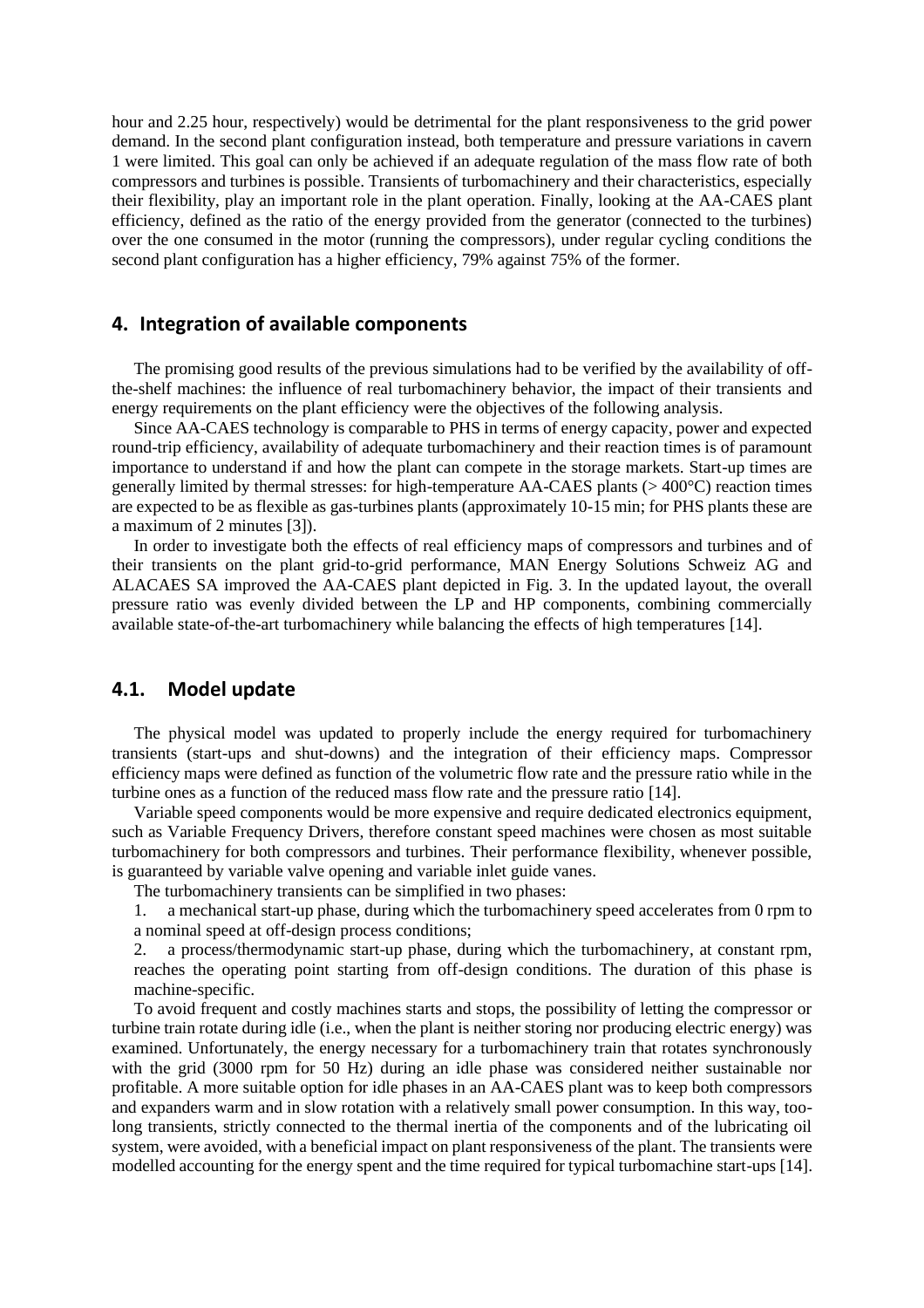hour and 2.25 hour, respectively) would be detrimental for the plant responsiveness to the grid power demand. In the second plant configuration instead, both temperature and pressure variations in cavern 1 were limited. This goal can only be achieved if an adequate regulation of the mass flow rate of both compressors and turbines is possible. Transients of turbomachinery and their characteristics, especially their flexibility, play an important role in the plant operation. Finally, looking at the AA-CAES plant efficiency, defined as the ratio of the energy provided from the generator (connected to the turbines) over the one consumed in the motor (running the compressors), under regular cycling conditions the second plant configuration has a higher efficiency, 79% against 75% of the former.

## 4. Integration of available components

The promising good results of the previous simulations had to be verified by the availability of off-the-shelf machines: the influence of real turbomachinery behavior, the impact of their transients and energy requirements on the plant efficiency were the objectives of the following analysis.

Since AA-CAES technology is comparable to PHS in terms of energy capacity, power and expected round-trip efficiency, availability of adequate turbomachinery and their reaction times is of paramount importance to understand if and how the plant can compete in the storage markets. Start-up times are generally limited by thermal stresses: for high-temperature AA-CAES plants (> 400°C) reaction times are expected to be as flexible as gas-turbines plants (approximately 10-15 min; for PHS plants these are a maximum of 2 minutes [3]).

In order to investigate both the effects of real efficiency maps of compressors and turbines and of their transients on the plant grid-to-grid performance, MAN Energy Solutions Schweiz AG and ALACAES SA improved the AA-CAES plant depicted in Fig. 3. In the updated layout, the overall pressure ratio was evenly divided between the LP and HP components, combining commercially available state-of-the-art turbomachinery while balancing the effects of high temperatures [14].

### 4.1. Model update

The physical model was updated to properly include the energy required for turbomachinery transients (start-ups and shut-downs) and the integration of their efficiency maps. Compressor efficiency maps were defined as function of the volumetric flow rate and the pressure ratio while in the turbine ones as a function of the reduced mass flow rate and the pressure ratio [14].

Variable speed components would be more expensive and require dedicated electronics equipment, such as Variable Frequency Drivers, therefore constant speed machines were chosen as most suitable turbomachinery for both compressors and turbines. Their performance flexibility, whenever possible, is guaranteed by variable valve opening and variable inlet guide vanes.

The turbomachinery transients can be simplified in two phases:

1. a mechanical start-up phase, during which the turbomachinery speed accelerates from 0 rpm to a nominal speed at off-design process conditions;
2. a process/thermodynamic start-up phase, during which the turbomachinery, at constant rpm, reaches the operating point starting from off-design conditions. The duration of this phase is machine-specific.

To avoid frequent and costly machines starts and stops, the possibility of letting the compressor or turbine train rotate during idle (i.e., when the plant is neither storing nor producing electric energy) was examined. Unfortunately, the energy necessary for a turbomachinery train that rotates synchronously with the grid (3000 rpm for 50 Hz) during an idle phase was considered neither sustainable nor profitable. A more suitable option for idle phases in an AA-CAES plant was to keep both compressors and expanders warm and in slow rotation with a relatively small power consumption. In this way, too-long transients, strictly connected to the thermal inertia of the components and of the lubricating oil system, were avoided, with a beneficial impact on plant responsiveness of the plant. The transients were modelled accounting for the energy spent and the time required for typical turbomachine start-ups [14].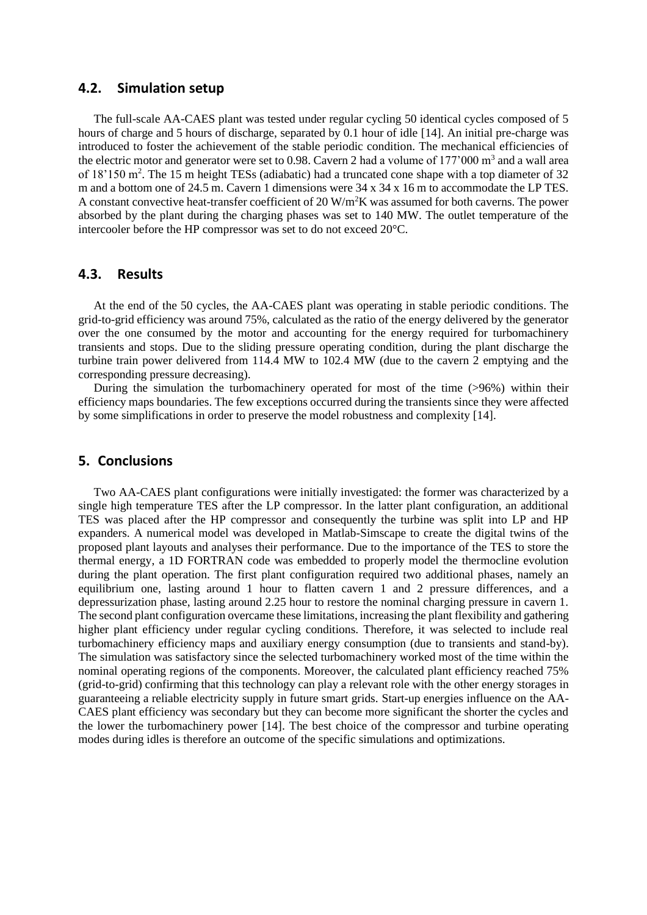### 4.2. Simulation setup

The full-scale AA-CAES plant was tested under regular cycling 50 identical cycles composed of 5 hours of charge and 5 hours of discharge, separated by 0.1 hour of idle [14]. An initial pre-charge was introduced to foster the achievement of the stable periodic condition. The mechanical efficiencies of the electric motor and generator were set to 0.98. Cavern 2 had a volume of 177'000 $m^3$ and a wall area of 18'150 $m^2$. The 15 m height TESs (adiabatic) had a truncated cone shape with a top diameter of 32 m and a bottom one of 24.5 m. Cavern 1 dimensions were 34 x 34 x 16 m to accommodate the LP TES. A constant convective heat-transfer coefficient of 20 $W/m^2K$ was assumed for both caverns. The power absorbed by the plant during the charging phases was set to 140 MW. The outlet temperature of the intercooler before the HP compressor was set to do not exceed 20°C.

### 4.3. Results

At the end of the 50 cycles, the AA-CAES plant was operating in stable periodic conditions. The grid-to-grid efficiency was around 75%, calculated as the ratio of the energy delivered by the generator over the one consumed by the motor and accounting for the energy required for turbomachinery transients and stops. Due to the sliding pressure operating condition, during the plant discharge the turbine train power delivered from 114.4 MW to 102.4 MW (due to the cavern 2 emptying and the corresponding pressure decreasing).

During the simulation the turbomachinery operated for most of the time (>96%) within their efficiency maps boundaries. The few exceptions occurred during the transients since they were affected by some simplifications in order to preserve the model robustness and complexity [14].

## 5. Conclusions

Two AA-CAES plant configurations were initially investigated: the former was characterized by a single high temperature TES after the LP compressor. In the latter plant configuration, an additional TES was placed after the HP compressor and consequently the turbine was split into LP and HP expanders. A numerical model was developed in Matlab-Simscape to create the digital twins of the proposed plant layouts and analyses their performance. Due to the importance of the TES to store the thermal energy, a 1D FORTRAN code was embedded to properly model the thermocline evolution during the plant operation. The first plant configuration required two additional phases, namely an equilibrium one, lasting around 1 hour to flatten cavern 1 and 2 pressure differences, and a depressurization phase, lasting around 2.25 hour to restore the nominal charging pressure in cavern 1. The second plant configuration overcame these limitations, increasing the plant flexibility and gathering higher plant efficiency under regular cycling conditions. Therefore, it was selected to include real turbomachinery efficiency maps and auxiliary energy consumption (due to transients and stand-by). The simulation was satisfactory since the selected turbomachinery worked most of the time within the nominal operating regions of the components. Moreover, the calculated plant efficiency reached 75% (grid-to-grid) confirming that this technology can play a relevant role with the other energy storages in guaranteeing a reliable electricity supply in future smart grids. Start-up energies influence on the AA-CAES plant efficiency was secondary but they can become more significant the shorter the cycles and the lower the turbomachinery power [14]. The best choice of the compressor and turbine operating modes during idles is therefore an outcome of the specific simulations and optimizations.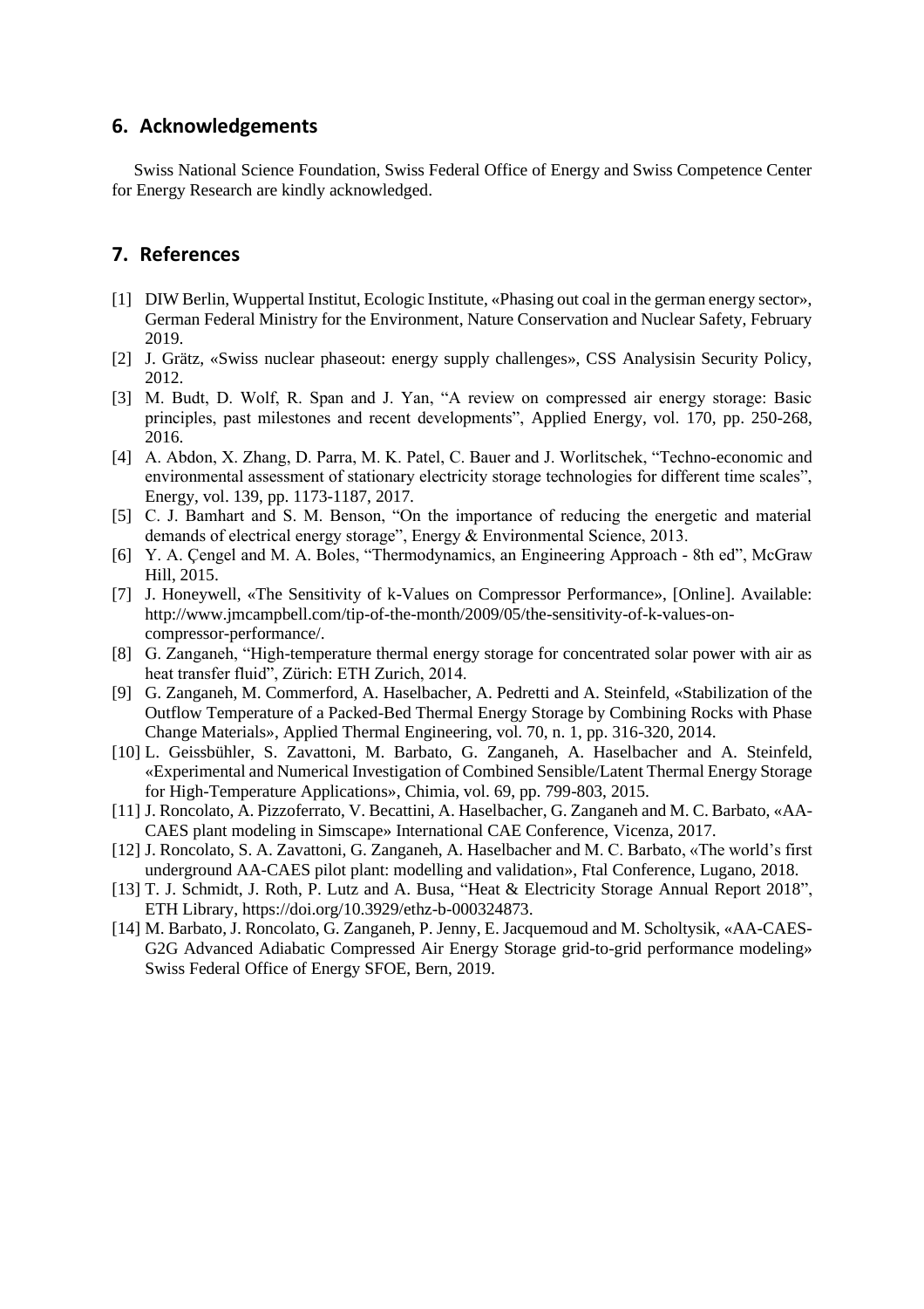## 6. Acknowledgements

Swiss National Science Foundation, Swiss Federal Office of Energy and Swiss Competence Center for Energy Research are kindly acknowledged.

## 7. References

[1] DIW Berlin, Wuppertal Institut, Ecologic Institute, «Phasing out coal in the german energy sector», German Federal Ministry for the Environment, Nature Conservation and Nuclear Safety, February 2019.

[2] J. Grätz, «Swiss nuclear phaseout: energy supply challenges», CSS Analysisin Security Policy, 2012.

[3] M. Budt, D. Wolf, R. Span and J. Yan, "A review on compressed air energy storage: Basic principles, past milestones and recent developments", Applied Energy, vol. 170, pp. 250-268, 2016.

[4] A. Abdon, X. Zhang, D. Parra, M. K. Patel, C. Bauer and J. Worlitschek, "Techno-economic and environmental assessment of stationary electricity storage technologies for different time scales", Energy, vol. 139, pp. 1173-1187, 2017.

[5] C. J. Bamhart and S. M. Benson, "On the importance of reducing the energetic and material demands of electrical energy storage", Energy & Environmental Science, 2013.

[6] Y. A. Çengel and M. A. Boles, "Thermodynamics, an Engineering Approach - 8th ed", McGraw Hill, 2015.

[7] J. Honeywell, «The Sensitivity of k-Values on Compressor Performance», [Online]. Available: http://www.jmcampbell.com/tip-of-the-month/2009/05/the-sensitivity-of-k-values-on-compressor-performance/.

[8] G. Zanganeh, "High-temperature thermal energy storage for concentrated solar power with air as heat transfer fluid", Zürich: ETH Zurich, 2014.

[9] G. Zanganeh, M. Commerford, A. Haselbacher, A. Pedretti and A. Steinfeld, «Stabilization of the Outflow Temperature of a Packed-Bed Thermal Energy Storage by Combining Rocks with Phase Change Materials», Applied Thermal Engineering, vol. 70, n. 1, pp. 316-320, 2014.

[10] L. Geissbühler, S. Zavattoni, M. Barbato, G. Zanganeh, A. Haselbacher and A. Steinfeld, «Experimental and Numerical Investigation of Combined Sensible/Latent Thermal Energy Storage for High-Temperature Applications», Chimia, vol. 69, pp. 799-803, 2015.

[11] J. Roncolato, A. Pizzoferrato, V. Becattini, A. Haselbacher, G. Zanganeh and M. C. Barbato, «AA-CAES plant modeling in Simscape» International CAE Conference, Vicenza, 2017.

[12] J. Roncolato, S. A. Zavattoni, G. Zanganeh, A. Haselbacher and M. C. Barbato, «The world's first underground AA-CAES pilot plant: modelling and validation», Ftal Conference, Lugano, 2018.

[13] T. J. Schmidt, J. Roth, P. Lutz and A. Busa, "Heat & Electricity Storage Annual Report 2018", ETH Library, https://doi.org/10.3929/ethz-b-000324873.

[14] M. Barbato, J. Roncolato, G. Zanganeh, P. Jenny, E. Jacquemoud and M. Scholtysik, «AA-CAES-G2G Advanced Adiabatic Compressed Air Energy Storage grid-to-grid performance modeling» Swiss Federal Office of Energy SFOE, Bern, 2019.